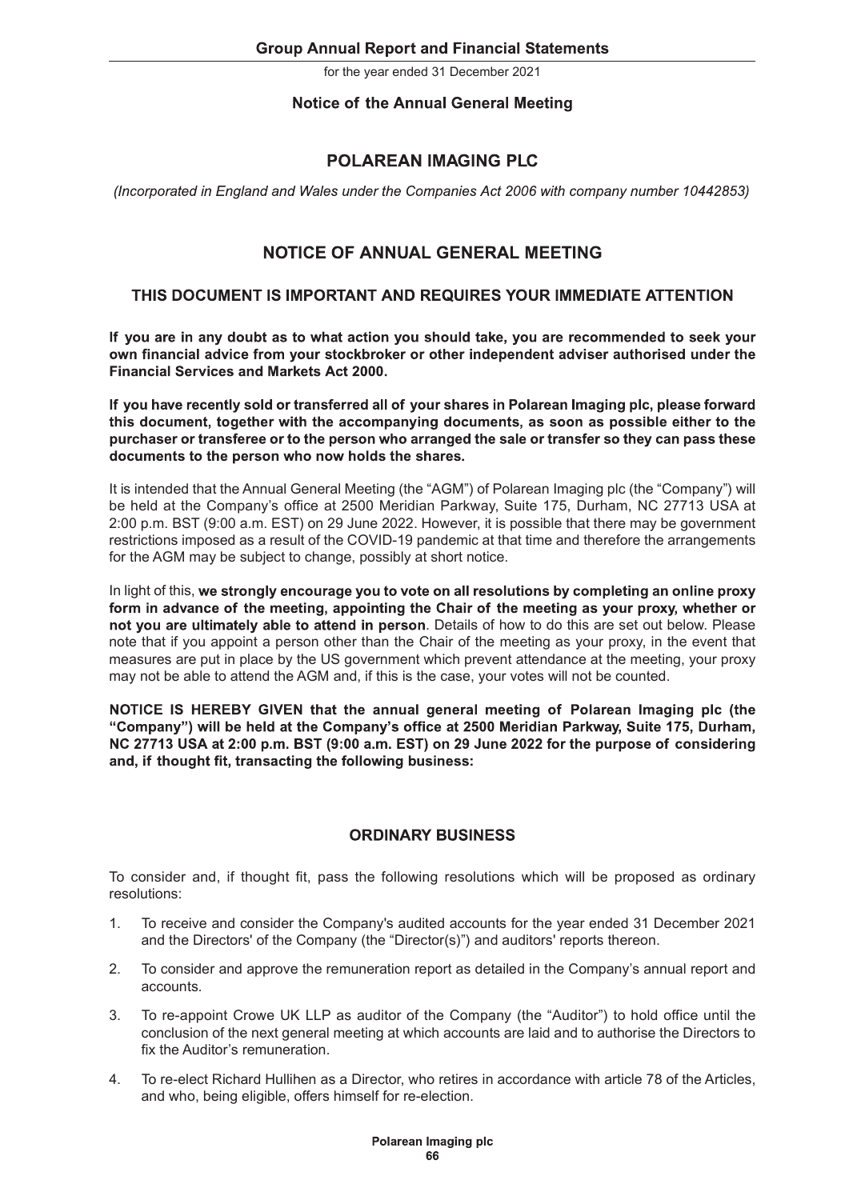## Notice of the Annual General Meeting

# POLAREAN IMAGING PLC

*(Incorporated in England and Wales under the Companies Act 2006 with company number 10442853)*

# NOTICE OF ANNUAL GENERAL MEETING

## THIS DOCUMENT IS IMPORTANT AND REQUIRES YOUR IMMEDIATE ATTENTION

**If you are in any doubt as to what action you should take, you are recommended to seek your own financial advice from your stockbroker or other independent adviser authorised under the Financial Services and Markets Act 2000.**

**If you have recently sold or transferred all of your shares in Polarean Imaging plc, please forward this document, together with the accompanying documents, as soon as possible either to the purchaser or transferee or to the person who arranged the sale or transfer so they can pass these documents to the person who now holds the shares.**

It is intended that the Annual General Meeting (the "AGM") of Polarean Imaging plc (the "Company") will be held at the Company's office at 2500 Meridian Parkway, Suite 175, Durham, NC 27713 USA at 2:00 p.m. BST (9:00 a.m. EST) on 29 June 2022. However, it is possible that there may be government restrictions imposed as a result of the COVID-19 pandemic at that time and therefore the arrangements for the AGM may be subject to change, possibly at short notice.

In light of this, **we strongly encourage you to vote on all resolutions by completing an online proxy form in advance of the meeting, appointing the Chair of the meeting as your proxy, whether or not you are ultimately able to attend in person**. Details of how to do this are set out below. Please note that if you appoint a person other than the Chair of the meeting as your proxy, in the event that measures are put in place by the US government which prevent attendance at the meeting, your proxy may not be able to attend the AGM and, if this is the case, your votes will not be counted.

**NOTICE IS HEREBY GIVEN that the annual general meeting of Polarean Imaging plc (the "Company") will be held at the Company's office at 2500 Meridian Parkway, Suite 175, Durham, NC 27713 USA at 2:00 p.m. BST (9:00 a.m. EST) on 29 June 2022 for the purpose of considering and, if thought fit, transacting the following business:**

## ORDINARY BUSINESS

To consider and, if thought fit, pass the following resolutions which will be proposed as ordinary resolutions:

1. To receive and consider the Company's audited accounts for the year ended 31 December 2021 and the Directors' of the Company (the "Director(s)") and auditors' reports thereon.
2. To consider and approve the remuneration report as detailed in the Company's annual report and accounts.
3. To re-appoint Crowe UK LLP as auditor of the Company (the "Auditor") to hold office until the conclusion of the next general meeting at which accounts are laid and to authorise the Directors to fix the Auditor's remuneration.
4. To re-elect Richard Hullihen as a Director, who retires in accordance with article 78 of the Articles, and who, being eligible, offers himself for re-election.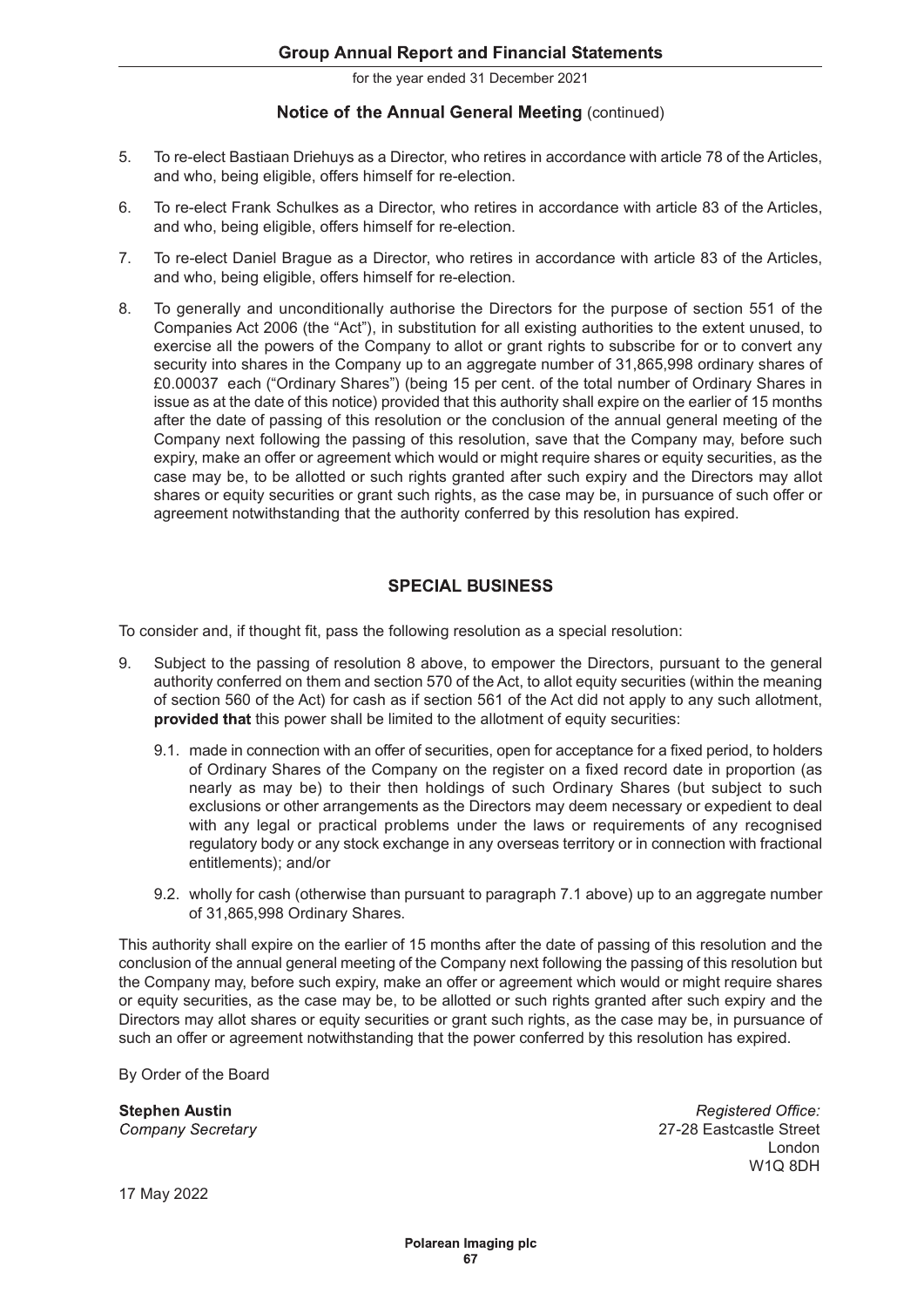## Notice of the Annual General Meeting (continued)

5. To re-elect Bastiaan Driehuys as a Director, who retires in accordance with article 78 of the Articles, and who, being eligible, offers himself for re-election.

6. To re-elect Frank Schulkes as a Director, who retires in accordance with article 83 of the Articles, and who, being eligible, offers himself for re-election.

7. To re-elect Daniel Brague as a Director, who retires in accordance with article 83 of the Articles, and who, being eligible, offers himself for re-election.

8. To generally and unconditionally authorise the Directors for the purpose of section 551 of the Companies Act 2006 (the "Act"), in substitution for all existing authorities to the extent unused, to exercise all the powers of the Company to allot or grant rights to subscribe for or to convert any security into shares in the Company up to an aggregate number of 31,865,998 ordinary shares of £0.00037 each ("Ordinary Shares") (being 15 per cent. of the total number of Ordinary Shares in issue as at the date of this notice) provided that this authority shall expire on the earlier of 15 months after the date of passing of this resolution or the conclusion of the annual general meeting of the Company next following the passing of this resolution, save that the Company may, before such expiry, make an offer or agreement which would or might require shares or equity securities, as the case may be, to be allotted or such rights granted after such expiry and the Directors may allot shares or equity securities or grant such rights, as the case may be, in pursuance of such offer or agreement notwithstanding that the authority conferred by this resolution has expired.

## SPECIAL BUSINESS

To consider and, if thought fit, pass the following resolution as a special resolution:

9. Subject to the passing of resolution 8 above, to empower the Directors, pursuant to the general authority conferred on them and section 570 of the Act, to allot equity securities (within the meaning of section 560 of the Act) for cash as if section 561 of the Act did not apply to any such allotment, **provided that** this power shall be limited to the allotment of equity securities:

   9.1. made in connection with an offer of securities, open for acceptance for a fixed period, to holders of Ordinary Shares of the Company on the register on a fixed record date in proportion (as nearly as may be) to their then holdings of such Ordinary Shares (but subject to such exclusions or other arrangements as the Directors may deem necessary or expedient to deal with any legal or practical problems under the laws or requirements of any recognised regulatory body or any stock exchange in any overseas territory or in connection with fractional entitlements); and/or

   9.2. wholly for cash (otherwise than pursuant to paragraph 7.1 above) up to an aggregate number of 31,865,998 Ordinary Shares.

This authority shall expire on the earlier of 15 months after the date of passing of this resolution and the conclusion of the annual general meeting of the Company next following the passing of this resolution but the Company may, before such expiry, make an offer or agreement which would or might require shares or equity securities, as the case may be, to be allotted or such rights granted after such expiry and the Directors may allot shares or equity securities or grant such rights, as the case may be, in pursuance of such an offer or agreement notwithstanding that the power conferred by this resolution has expired.

By Order of the Board

**Stephen Austin**
*Company Secretary*

*Registered Office:*
27-28 Eastcastle Street
London
W1Q 8DH

17 May 2022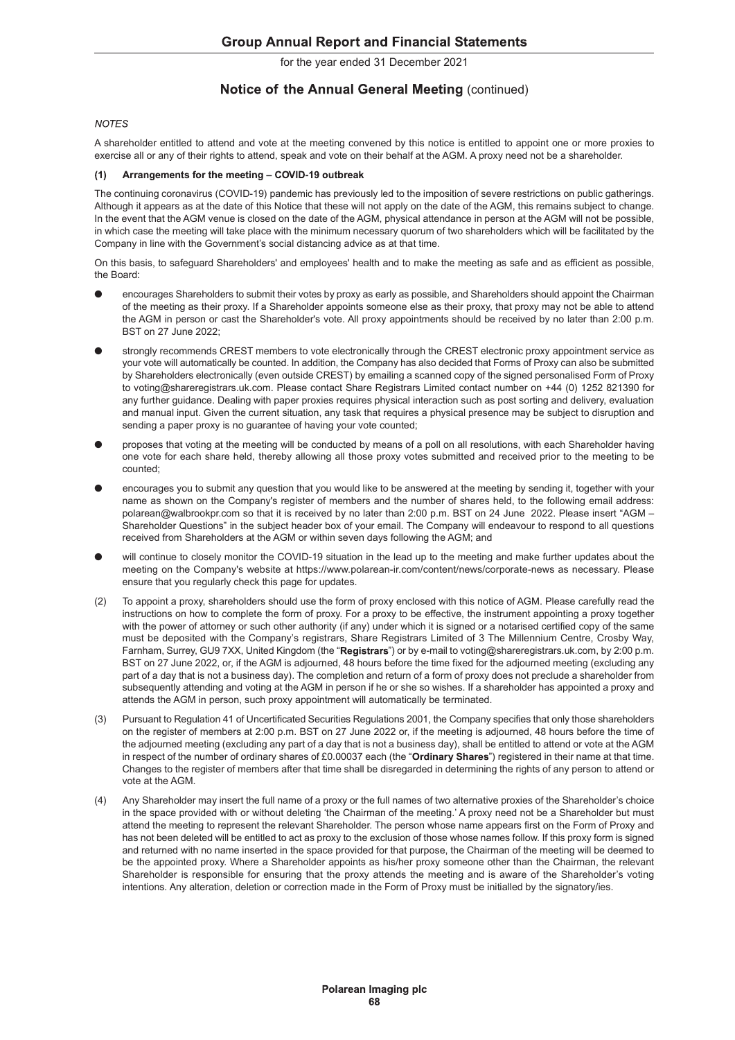## Notice of the Annual General Meeting (continued)

*NOTES*

A shareholder entitled to attend and vote at the meeting convened by this notice is entitled to appoint one or more proxies to exercise all or any of their rights to attend, speak and vote on their behalf at the AGM. A proxy need not be a shareholder.

**(1) Arrangements for the meeting – COVID-19 outbreak**

The continuing coronavirus (COVID-19) pandemic has previously led to the imposition of severe restrictions on public gatherings. Although it appears as at the date of this Notice that these will not apply on the date of the AGM, this remains subject to change. In the event that the AGM venue is closed on the date of the AGM, physical attendance in person at the AGM will not be possible, in which case the meeting will take place with the minimum necessary quorum of two shareholders which will be facilitated by the Company in line with the Government's social distancing advice as at that time.

On this basis, to safeguard Shareholders' and employees' health and to make the meeting as safe and as efficient as possible, the Board:

- encourages Shareholders to submit their votes by proxy as early as possible, and Shareholders should appoint the Chairman of the meeting as their proxy. If a Shareholder appoints someone else as their proxy, that proxy may not be able to attend the AGM in person or cast the Shareholder's vote. All proxy appointments should be received by no later than 2:00 p.m. BST on 27 June 2022;
- strongly recommends CREST members to vote electronically through the CREST electronic proxy appointment service as your vote will automatically be counted. In addition, the Company has also decided that Forms of Proxy can also be submitted by Shareholders electronically (even outside CREST) by emailing a scanned copy of the signed personalised Form of Proxy to voting@shareregistrars.uk.com. Please contact Share Registrars Limited contact number on +44 (0) 1252 821390 for any further guidance. Dealing with paper proxies requires physical interaction such as post sorting and delivery, evaluation and manual input. Given the current situation, any task that requires a physical presence may be subject to disruption and sending a paper proxy is no guarantee of having your vote counted;
- proposes that voting at the meeting will be conducted by means of a poll on all resolutions, with each Shareholder having one vote for each share held, thereby allowing all those proxy votes submitted and received prior to the meeting to be counted;
- encourages you to submit any question that you would like to be answered at the meeting by sending it, together with your name as shown on the Company's register of members and the number of shares held, to the following email address: polarean@walbrookpr.com so that it is received by no later than 2:00 p.m. BST on 24 June 2022. Please insert "AGM – Shareholder Questions" in the subject header box of your email. The Company will endeavour to respond to all questions received from Shareholders at the AGM or within seven days following the AGM; and
- will continue to closely monitor the COVID-19 situation in the lead up to the meeting and make further updates about the meeting on the Company's website at https://www.polarean-ir.com/content/news/corporate-news as necessary. Please ensure that you regularly check this page for updates.

(2) To appoint a proxy, shareholders should use the form of proxy enclosed with this notice of AGM. Please carefully read the instructions on how to complete the form of proxy. For a proxy to be effective, the instrument appointing a proxy together with the power of attorney or such other authority (if any) under which it is signed or a notarised certified copy of the same must be deposited with the Company's registrars, Share Registrars Limited of 3 The Millennium Centre, Crosby Way, Farnham, Surrey, GU9 7XX, United Kingdom (the "**Registrars**") or by e-mail to voting@shareregistrars.uk.com, by 2:00 p.m. BST on 27 June 2022, or, if the AGM is adjourned, 48 hours before the time fixed for the adjourned meeting (excluding any part of a day that is not a business day). The completion and return of a form of proxy does not preclude a shareholder from subsequently attending and voting at the AGM in person if he or she so wishes. If a shareholder has appointed a proxy and attends the AGM in person, such proxy appointment will automatically be terminated.

(3) Pursuant to Regulation 41 of Uncertificated Securities Regulations 2001, the Company specifies that only those shareholders on the register of members at 2:00 p.m. BST on 27 June 2022 or, if the meeting is adjourned, 48 hours before the time of the adjourned meeting (excluding any part of a day that is not a business day), shall be entitled to attend or vote at the AGM in respect of the number of ordinary shares of £0.00037 each (the "**Ordinary Shares**") registered in their name at that time. Changes to the register of members after that time shall be disregarded in determining the rights of any person to attend or vote at the AGM.

(4) Any Shareholder may insert the full name of a proxy or the full names of two alternative proxies of the Shareholder's choice in the space provided with or without deleting 'the Chairman of the meeting.' A proxy need not be a Shareholder but must attend the meeting to represent the relevant Shareholder. The person whose name appears first on the Form of Proxy and has not been deleted will be entitled to act as proxy to the exclusion of those whose names follow. If this proxy form is signed and returned with no name inserted in the space provided for that purpose, the Chairman of the meeting will be deemed to be the appointed proxy. Where a Shareholder appoints as his/her proxy someone other than the Chairman, the relevant Shareholder is responsible for ensuring that the proxy attends the meeting and is aware of the Shareholder's voting intentions. Any alteration, deletion or correction made in the Form of Proxy must be initialled by the signatory/ies.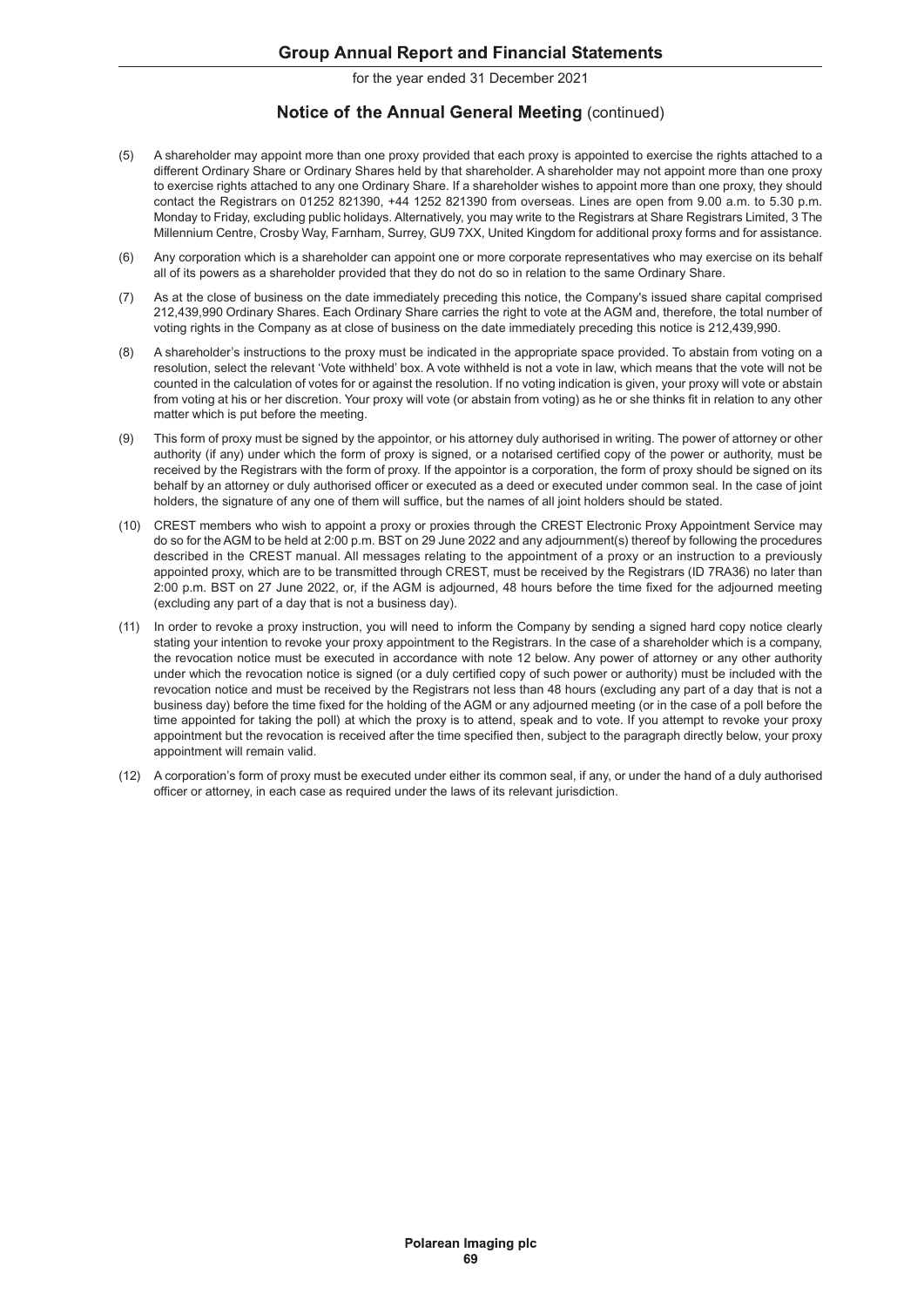## Notice of the Annual General Meeting (continued)

(5) A shareholder may appoint more than one proxy provided that each proxy is appointed to exercise the rights attached to a different Ordinary Share or Ordinary Shares held by that shareholder. A shareholder may not appoint more than one proxy to exercise rights attached to any one Ordinary Share. If a shareholder wishes to appoint more than one proxy, they should contact the Registrars on 01252 821390, +44 1252 821390 from overseas. Lines are open from 9.00 a.m. to 5.30 p.m. Monday to Friday, excluding public holidays. Alternatively, you may write to the Registrars at Share Registrars Limited, 3 The Millennium Centre, Crosby Way, Farnham, Surrey, GU9 7XX, United Kingdom for additional proxy forms and for assistance.

(6) Any corporation which is a shareholder can appoint one or more corporate representatives who may exercise on its behalf all of its powers as a shareholder provided that they do not do so in relation to the same Ordinary Share.

(7) As at the close of business on the date immediately preceding this notice, the Company's issued share capital comprised 212,439,990 Ordinary Shares. Each Ordinary Share carries the right to vote at the AGM and, therefore, the total number of voting rights in the Company as at close of business on the date immediately preceding this notice is 212,439,990.

(8) A shareholder's instructions to the proxy must be indicated in the appropriate space provided. To abstain from voting on a resolution, select the relevant 'Vote withheld' box. A vote withheld is not a vote in law, which means that the vote will not be counted in the calculation of votes for or against the resolution. If no voting indication is given, your proxy will vote or abstain from voting at his or her discretion. Your proxy will vote (or abstain from voting) as he or she thinks fit in relation to any other matter which is put before the meeting.

(9) This form of proxy must be signed by the appointor, or his attorney duly authorised in writing. The power of attorney or other authority (if any) under which the form of proxy is signed, or a notarised certified copy of the power or authority, must be received by the Registrars with the form of proxy. If the appointor is a corporation, the form of proxy should be signed on its behalf by an attorney or duly authorised officer or executed as a deed or executed under common seal. In the case of joint holders, the signature of any one of them will suffice, but the names of all joint holders should be stated.

(10) CREST members who wish to appoint a proxy or proxies through the CREST Electronic Proxy Appointment Service may do so for the AGM to be held at 2:00 p.m. BST on 29 June 2022 and any adjournment(s) thereof by following the procedures described in the CREST manual. All messages relating to the appointment of a proxy or an instruction to a previously appointed proxy, which are to be transmitted through CREST, must be received by the Registrars (ID 7RA36) no later than 2:00 p.m. BST on 27 June 2022, or, if the AGM is adjourned, 48 hours before the time fixed for the adjourned meeting (excluding any part of a day that is not a business day).

(11) In order to revoke a proxy instruction, you will need to inform the Company by sending a signed hard copy notice clearly stating your intention to revoke your proxy appointment to the Registrars. In the case of a shareholder which is a company, the revocation notice must be executed in accordance with note 12 below. Any power of attorney or any other authority under which the revocation notice is signed (or a duly certified copy of such power or authority) must be included with the revocation notice and must be received by the Registrars not less than 48 hours (excluding any part of a day that is not a business day) before the time fixed for the holding of the AGM or any adjourned meeting (or in the case of a poll before the time appointed for taking the poll) at which the proxy is to attend, speak and to vote. If you attempt to revoke your proxy appointment but the revocation is received after the time specified then, subject to the paragraph directly below, your proxy appointment will remain valid.

(12) A corporation's form of proxy must be executed under either its common seal, if any, or under the hand of a duly authorised officer or attorney, in each case as required under the laws of its relevant jurisdiction.